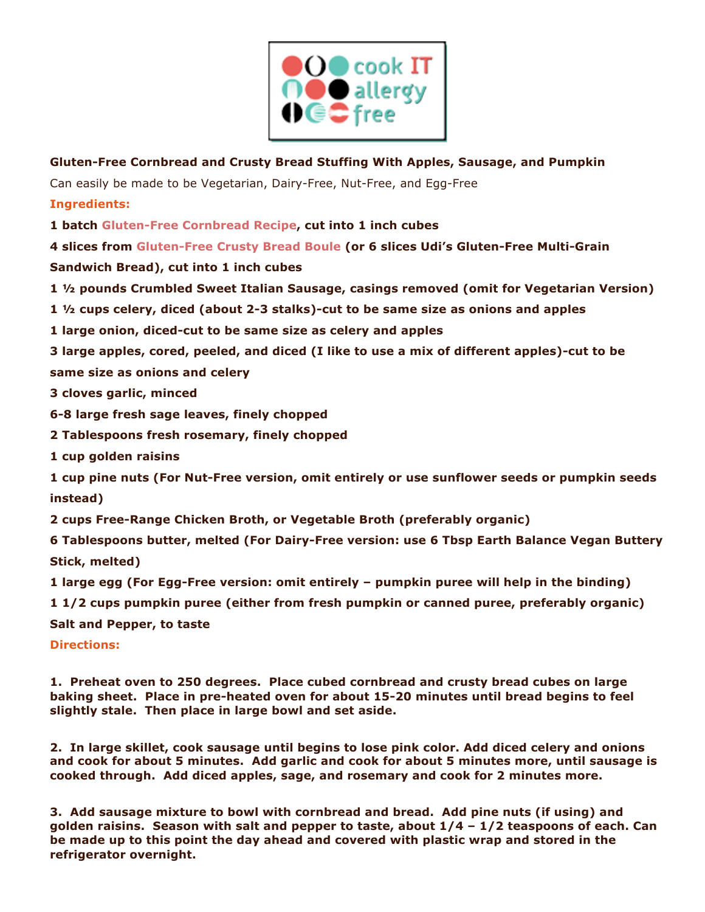cook IT allergy free

**Gluten-Free Cornbread and Crusty Bread Stuffing With Apples, Sausage, and Pumpkin**

Can easily be made to be Vegetarian, Dairy-Free, Nut-Free, and Egg-Free

**Ingredients:**

**1 batch Gluten-Free Cornbread Recipe, cut into 1 inch cubes**

**4 slices from Gluten-Free Crusty Bread Boule (or 6 slices Udi's Gluten-Free Multi-Grain Sandwich Bread), cut into 1 inch cubes**

**1 ½ pounds Crumbled Sweet Italian Sausage, casings removed (omit for Vegetarian Version)**

**1 ½ cups celery, diced (about 2-3 stalks)-cut to be same size as onions and apples**

**1 large onion, diced-cut to be same size as celery and apples**

**3 large apples, cored, peeled, and diced (I like to use a mix of different apples)-cut to be same size as onions and celery**

**3 cloves garlic, minced**

**6-8 large fresh sage leaves, finely chopped**

**2 Tablespoons fresh rosemary, finely chopped**

**1 cup golden raisins**

**1 cup pine nuts (For Nut-Free version, omit entirely or use sunflower seeds or pumpkin seeds instead)**

**2 cups Free-Range Chicken Broth, or Vegetable Broth (preferably organic)**

**6 Tablespoons butter, melted (For Dairy-Free version: use 6 Tbsp Earth Balance Vegan Buttery Stick, melted)**

**1 large egg (For Egg-Free version: omit entirely – pumpkin puree will help in the binding)**

**1 1/2 cups pumpkin puree (either from fresh pumpkin or canned puree, preferably organic)**

**Salt and Pepper, to taste**

**Directions:**

**1. Preheat oven to 250 degrees. Place cubed cornbread and crusty bread cubes on large baking sheet. Place in pre-heated oven for about 15-20 minutes until bread begins to feel slightly stale. Then place in large bowl and set aside.**

**2. In large skillet, cook sausage until begins to lose pink color. Add diced celery and onions and cook for about 5 minutes. Add garlic and cook for about 5 minutes more, until sausage is cooked through. Add diced apples, sage, and rosemary and cook for 2 minutes more.**

**3. Add sausage mixture to bowl with cornbread and bread. Add pine nuts (if using) and golden raisins. Season with salt and pepper to taste, about 1/4 – 1/2 teaspoons of each. Can be made up to this point the day ahead and covered with plastic wrap and stored in the refrigerator overnight.**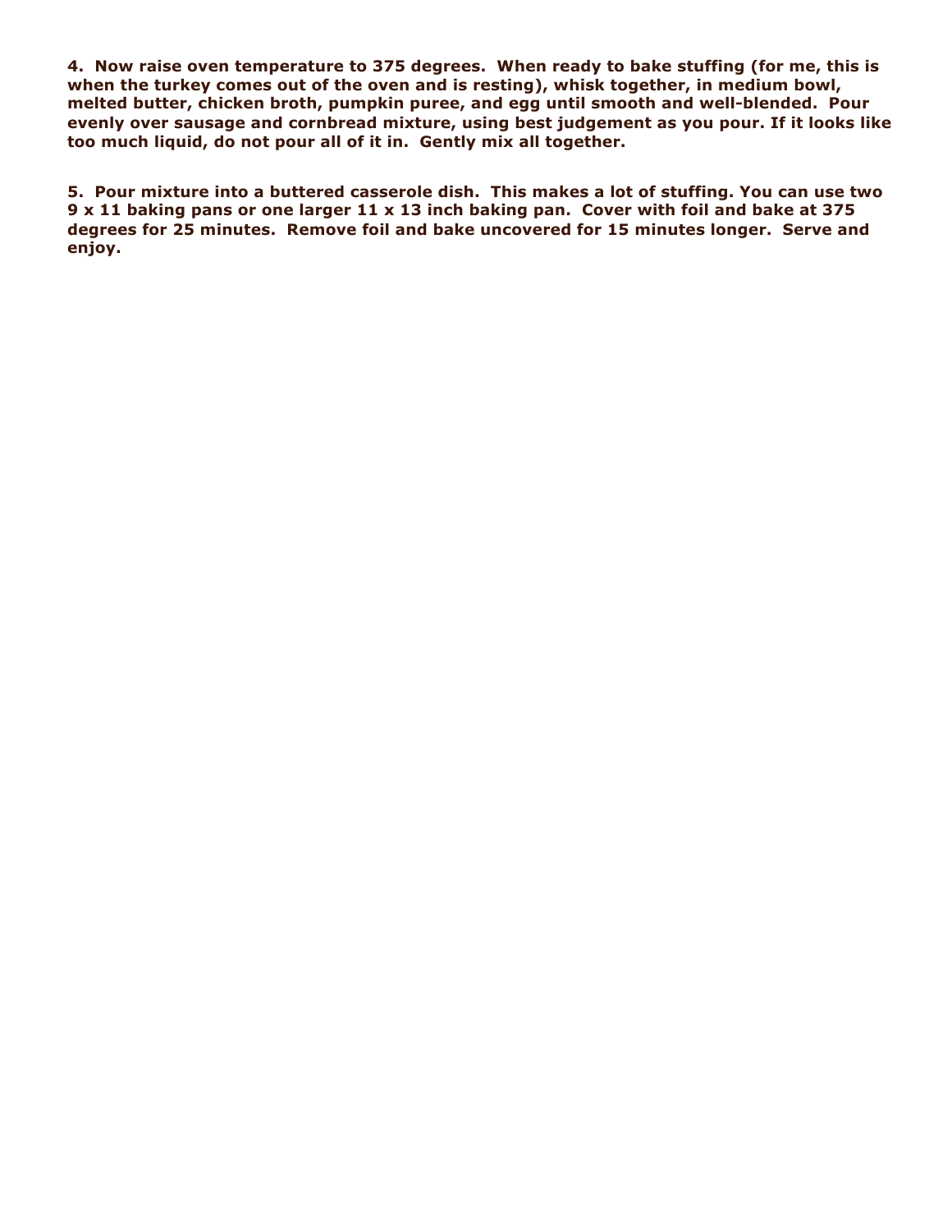**4. Now raise oven temperature to 375 degrees. When ready to bake stuffing (for me, this is when the turkey comes out of the oven and is resting), whisk together, in medium bowl, melted butter, chicken broth, pumpkin puree, and egg until smooth and well-blended. Pour evenly over sausage and cornbread mixture, using best judgement as you pour. If it looks like too much liquid, do not pour all of it in. Gently mix all together.**

**5. Pour mixture into a buttered casserole dish. This makes a lot of stuffing. You can use two 9 x 11 baking pans or one larger 11 x 13 inch baking pan. Cover with foil and bake at 375 degrees for 25 minutes. Remove foil and bake uncovered for 15 minutes longer. Serve and enjoy.**